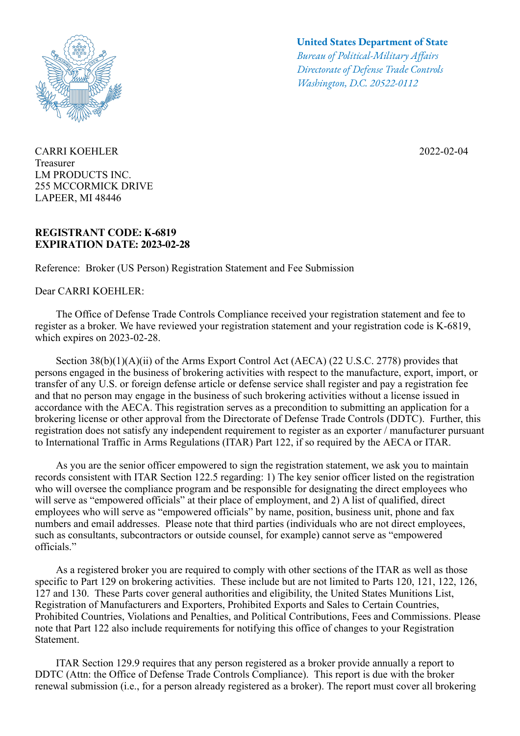**United States Department of State**
*Bureau of Political-Military Affairs*
*Directorate of Defense Trade Controls*
*Washington, D.C. 20522-0112*

CARRI KOEHLER
Treasurer
LM PRODUCTS INC.
255 MCCORMICK DRIVE
LAPEER, MI 48446

2022-02-04

**REGISTRANT CODE: K-6819**
**EXPIRATION DATE: 2023-02-28**

Reference: Broker (US Person) Registration Statement and Fee Submission

Dear CARRI KOEHLER:

The Office of Defense Trade Controls Compliance received your registration statement and fee to register as a broker. We have reviewed your registration statement and your registration code is K-6819, which expires on 2023-02-28.

Section 38(b)(1)(A)(ii) of the Arms Export Control Act (AECA) (22 U.S.C. 2778) provides that persons engaged in the business of brokering activities with respect to the manufacture, export, import, or transfer of any U.S. or foreign defense article or defense service shall register and pay a registration fee and that no person may engage in the business of such brokering activities without a license issued in accordance with the AECA. This registration serves as a precondition to submitting an application for a brokering license or other approval from the Directorate of Defense Trade Controls (DDTC). Further, this registration does not satisfy any independent requirement to register as an exporter / manufacturer pursuant to International Traffic in Arms Regulations (ITAR) Part 122, if so required by the AECA or ITAR.

As you are the senior officer empowered to sign the registration statement, we ask you to maintain records consistent with ITAR Section 122.5 regarding: 1) The key senior officer listed on the registration who will oversee the compliance program and be responsible for designating the direct employees who will serve as "empowered officials" at their place of employment, and 2) A list of qualified, direct employees who will serve as "empowered officials" by name, position, business unit, phone and fax numbers and email addresses. Please note that third parties (individuals who are not direct employees, such as consultants, subcontractors or outside counsel, for example) cannot serve as "empowered officials."

As a registered broker you are required to comply with other sections of the ITAR as well as those specific to Part 129 on brokering activities. These include but are not limited to Parts 120, 121, 122, 126, 127 and 130. These Parts cover general authorities and eligibility, the United States Munitions List, Registration of Manufacturers and Exporters, Prohibited Exports and Sales to Certain Countries, Prohibited Countries, Violations and Penalties, and Political Contributions, Fees and Commissions. Please note that Part 122 also include requirements for notifying this office of changes to your Registration Statement.

ITAR Section 129.9 requires that any person registered as a broker provide annually a report to DDTC (Attn: the Office of Defense Trade Controls Compliance). This report is due with the broker renewal submission (i.e., for a person already registered as a broker). The report must cover all brokering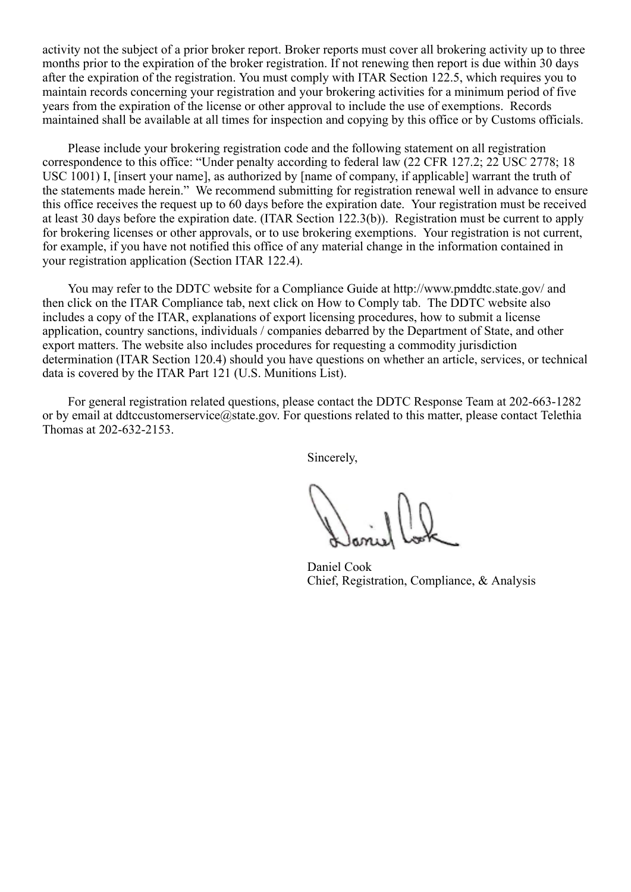activity not the subject of a prior broker report. Broker reports must cover all brokering activity up to three months prior to the expiration of the broker registration. If not renewing then report is due within 30 days after the expiration of the registration. You must comply with ITAR Section 122.5, which requires you to maintain records concerning your registration and your brokering activities for a minimum period of five years from the expiration of the license or other approval to include the use of exemptions. Records maintained shall be available at all times for inspection and copying by this office or by Customs officials.

Please include your brokering registration code and the following statement on all registration correspondence to this office: "Under penalty according to federal law (22 CFR 127.2; 22 USC 2778; 18 USC 1001) I, [insert your name], as authorized by [name of company, if applicable] warrant the truth of the statements made herein." We recommend submitting for registration renewal well in advance to ensure this office receives the request up to 60 days before the expiration date. Your registration must be received at least 30 days before the expiration date. (ITAR Section 122.3(b)). Registration must be current to apply for brokering licenses or other approvals, or to use brokering exemptions. Your registration is not current, for example, if you have not notified this office of any material change in the information contained in your registration application (Section ITAR 122.4).

You may refer to the DDTC website for a Compliance Guide at http://www.pmddtc.state.gov/ and then click on the ITAR Compliance tab, next click on How to Comply tab. The DDTC website also includes a copy of the ITAR, explanations of export licensing procedures, how to submit a license application, country sanctions, individuals / companies debarred by the Department of State, and other export matters. The website also includes procedures for requesting a commodity jurisdiction determination (ITAR Section 120.4) should you have questions on whether an article, services, or technical data is covered by the ITAR Part 121 (U.S. Munitions List).

For general registration related questions, please contact the DDTC Response Team at 202-663-1282 or by email at ddtccustomerservice@state.gov. For questions related to this matter, please contact Telethia Thomas at 202-632-2153.

Sincerely,

Daniel Cook
Chief, Registration, Compliance, & Analysis